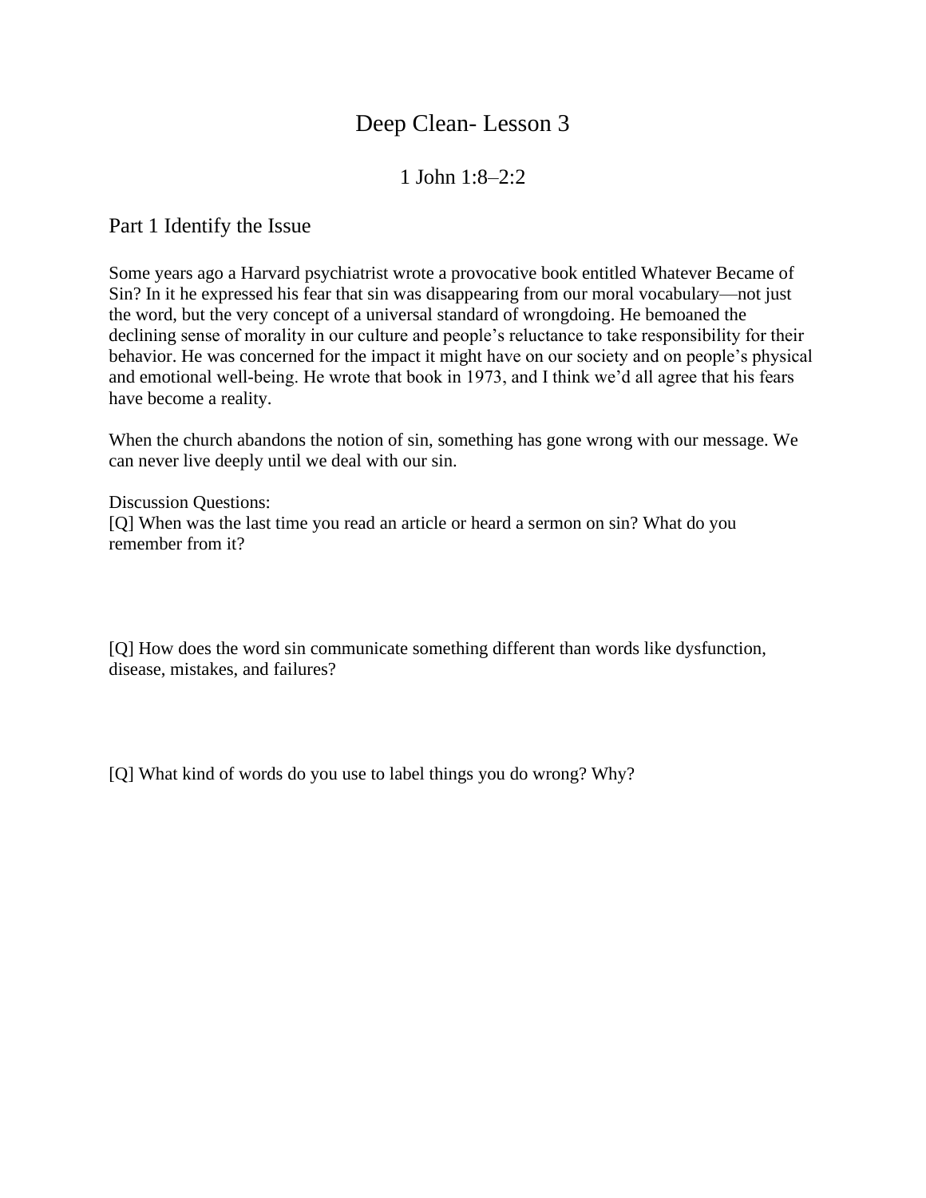# Deep Clean- Lesson 3

## 1 John 1:8–2:2

## Part 1 Identify the Issue

Some years ago a Harvard psychiatrist wrote a provocative book entitled Whatever Became of Sin? In it he expressed his fear that sin was disappearing from our moral vocabulary—not just the word, but the very concept of a universal standard of wrongdoing. He bemoaned the declining sense of morality in our culture and people's reluctance to take responsibility for their behavior. He was concerned for the impact it might have on our society and on people's physical and emotional well-being. He wrote that book in 1973, and I think we'd all agree that his fears have become a reality.

When the church abandons the notion of sin, something has gone wrong with our message. We can never live deeply until we deal with our sin.

Discussion Questions:

[Q] When was the last time you read an article or heard a sermon on sin? What do you remember from it?

[Q] How does the word sin communicate something different than words like dysfunction, disease, mistakes, and failures?

[Q] What kind of words do you use to label things you do wrong? Why?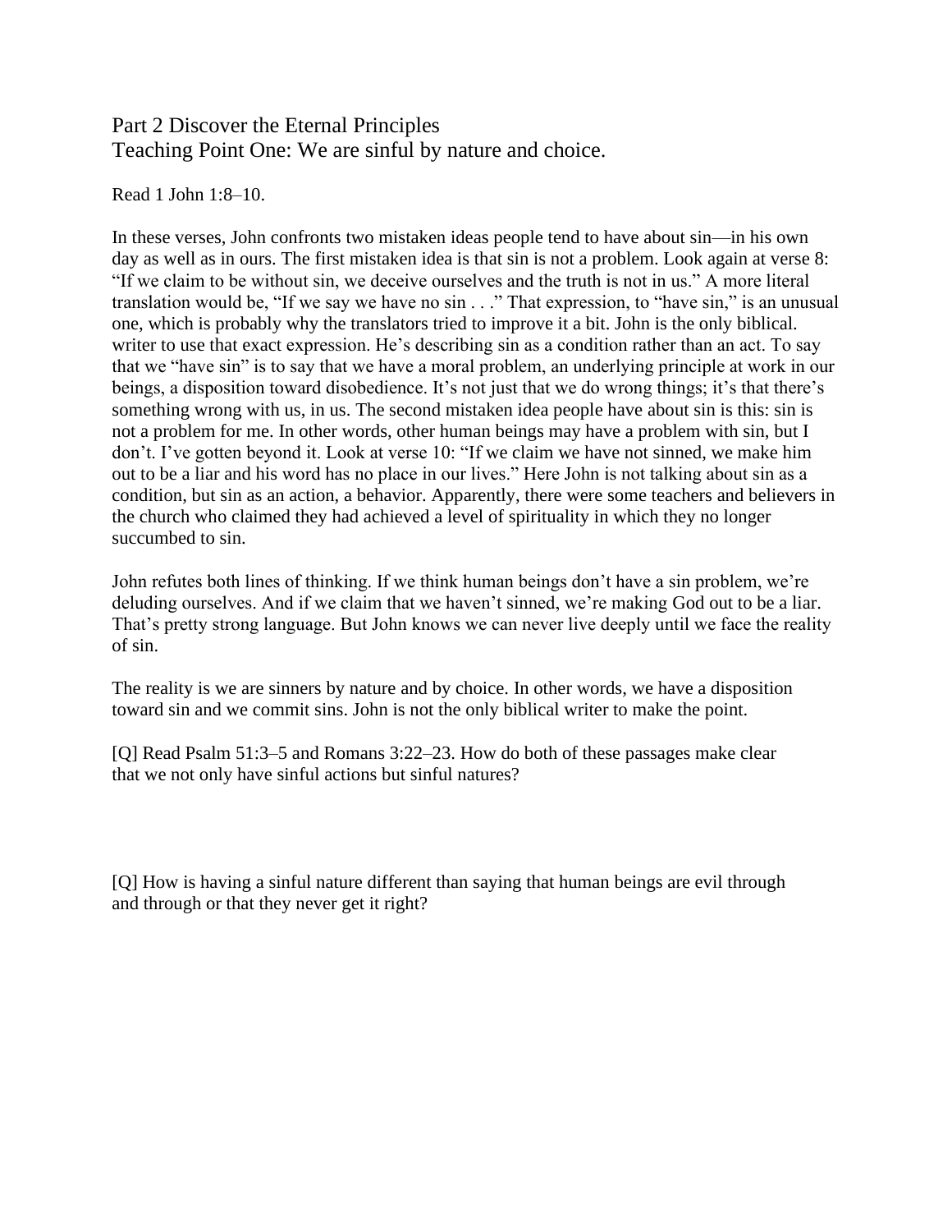## Part 2 Discover the Eternal Principles

## Teaching Point One: We are sinful by nature and choice.

Read 1 John 1:8–10.

In these verses, John confronts two mistaken ideas people tend to have about sin—in his own day as well as in ours. The first mistaken idea is that sin is not a problem. Look again at verse 8: "If we claim to be without sin, we deceive ourselves and the truth is not in us." A more literal translation would be, "If we say we have no sin . . ." That expression, to "have sin," is an unusual one, which is probably why the translators tried to improve it a bit. John is the only biblical. writer to use that exact expression. He's describing sin as a condition rather than an act. To say that we "have sin" is to say that we have a moral problem, an underlying principle at work in our beings, a disposition toward disobedience. It's not just that we do wrong things; it's that there's something wrong with us, in us. The second mistaken idea people have about sin is this: sin is not a problem for me. In other words, other human beings may have a problem with sin, but I don't. I've gotten beyond it. Look at verse 10: "If we claim we have not sinned, we make him out to be a liar and his word has no place in our lives." Here John is not talking about sin as a condition, but sin as an action, a behavior. Apparently, there were some teachers and believers in the church who claimed they had achieved a level of spirituality in which they no longer succumbed to sin.

John refutes both lines of thinking. If we think human beings don't have a sin problem, we're deluding ourselves. And if we claim that we haven't sinned, we're making God out to be a liar. That's pretty strong language. But John knows we can never live deeply until we face the reality of sin.

The reality is we are sinners by nature and by choice. In other words, we have a disposition toward sin and we commit sins. John is not the only biblical writer to make the point.

[Q] Read Psalm 51:3–5 and Romans 3:22–23. How do both of these passages make clear that we not only have sinful actions but sinful natures?

[Q] How is having a sinful nature different than saying that human beings are evil through and through or that they never get it right?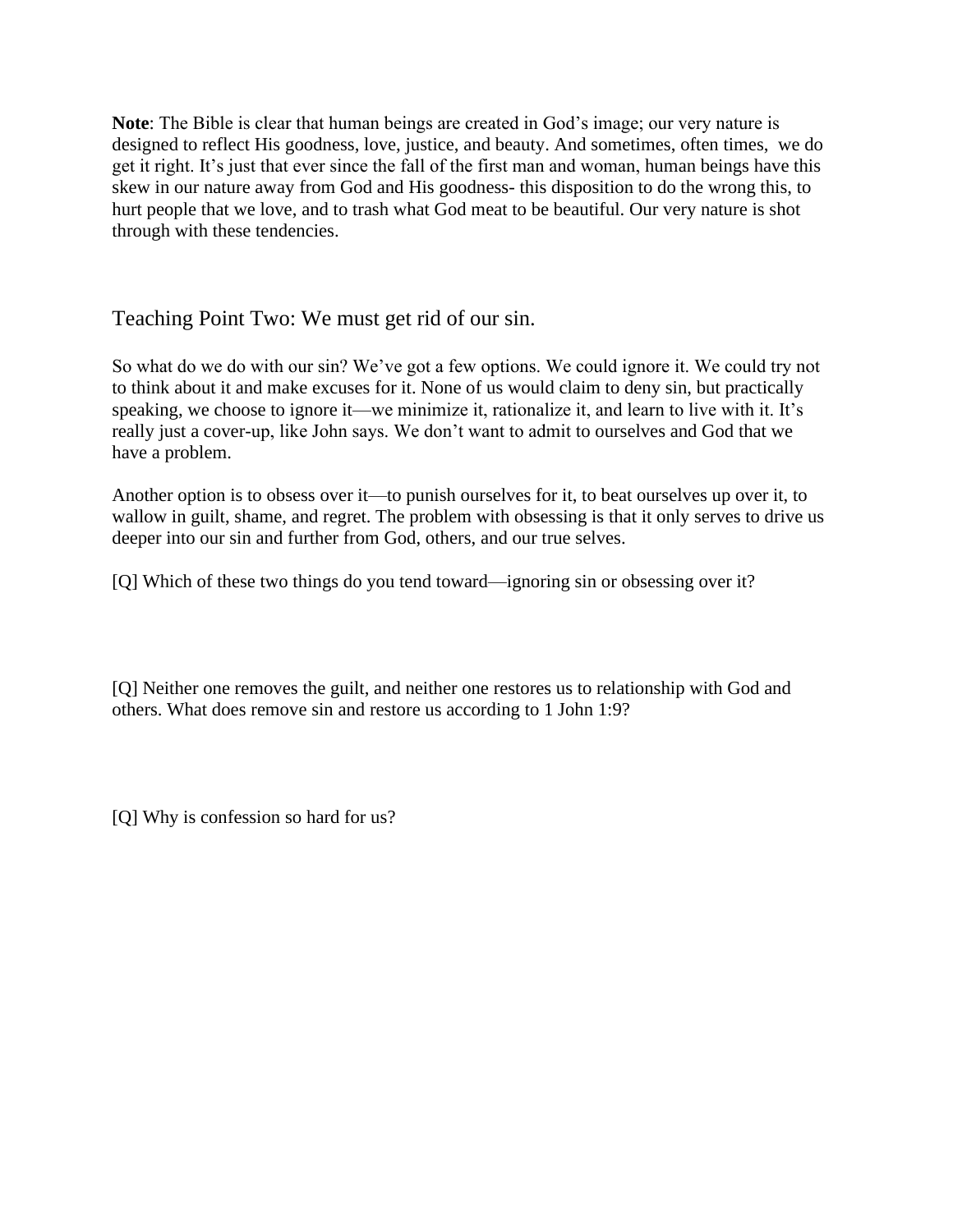**Note**: The Bible is clear that human beings are created in God's image; our very nature is designed to reflect His goodness, love, justice, and beauty. And sometimes, often times, we do get it right. It's just that ever since the fall of the first man and woman, human beings have this skew in our nature away from God and His goodness- this disposition to do the wrong this, to hurt people that we love, and to trash what God meat to be beautiful. Our very nature is shot through with these tendencies.

## Teaching Point Two: We must get rid of our sin.

So what do we do with our sin? We've got a few options. We could ignore it. We could try not to think about it and make excuses for it. None of us would claim to deny sin, but practically speaking, we choose to ignore it—we minimize it, rationalize it, and learn to live with it. It's really just a cover-up, like John says. We don't want to admit to ourselves and God that we have a problem.

Another option is to obsess over it—to punish ourselves for it, to beat ourselves up over it, to wallow in guilt, shame, and regret. The problem with obsessing is that it only serves to drive us deeper into our sin and further from God, others, and our true selves.

[Q] Which of these two things do you tend toward—ignoring sin or obsessing over it?

[Q] Neither one removes the guilt, and neither one restores us to relationship with God and others. What does remove sin and restore us according to 1 John 1:9?

[Q] Why is confession so hard for us?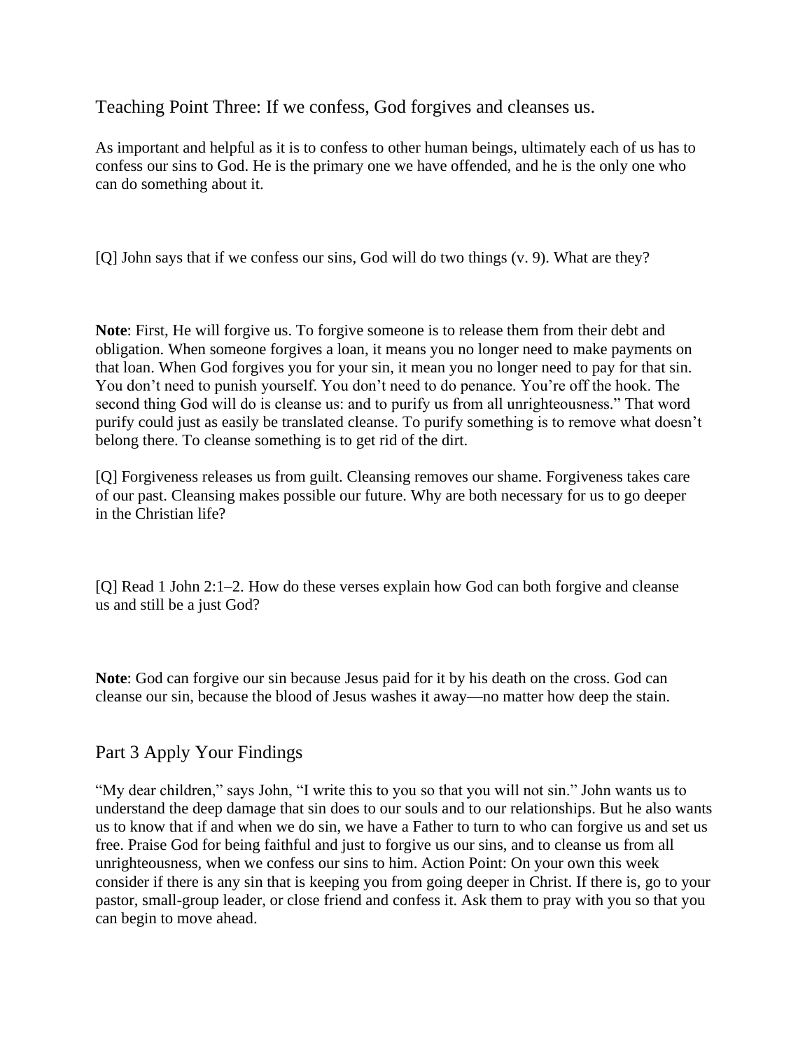## Teaching Point Three: If we confess, God forgives and cleanses us.

As important and helpful as it is to confess to other human beings, ultimately each of us has to confess our sins to God. He is the primary one we have offended, and he is the only one who can do something about it.

[Q] John says that if we confess our sins, God will do two things (v. 9). What are they?

**Note**: First, He will forgive us. To forgive someone is to release them from their debt and obligation. When someone forgives a loan, it means you no longer need to make payments on that loan. When God forgives you for your sin, it mean you no longer need to pay for that sin. You don't need to punish yourself. You don't need to do penance. You're off the hook. The second thing God will do is cleanse us: and to purify us from all unrighteousness." That word purify could just as easily be translated cleanse. To purify something is to remove what doesn't belong there. To cleanse something is to get rid of the dirt.

[Q] Forgiveness releases us from guilt. Cleansing removes our shame. Forgiveness takes care of our past. Cleansing makes possible our future. Why are both necessary for us to go deeper in the Christian life?

[Q] Read 1 John 2:1–2. How do these verses explain how God can both forgive and cleanse us and still be a just God?

**Note**: God can forgive our sin because Jesus paid for it by his death on the cross. God can cleanse our sin, because the blood of Jesus washes it away—no matter how deep the stain.

## Part 3 Apply Your Findings

"My dear children," says John, "I write this to you so that you will not sin." John wants us to understand the deep damage that sin does to our souls and to our relationships. But he also wants us to know that if and when we do sin, we have a Father to turn to who can forgive us and set us free. Praise God for being faithful and just to forgive us our sins, and to cleanse us from all unrighteousness, when we confess our sins to him. Action Point: On your own this week consider if there is any sin that is keeping you from going deeper in Christ. If there is, go to your pastor, small-group leader, or close friend and confess it. Ask them to pray with you so that you can begin to move ahead.